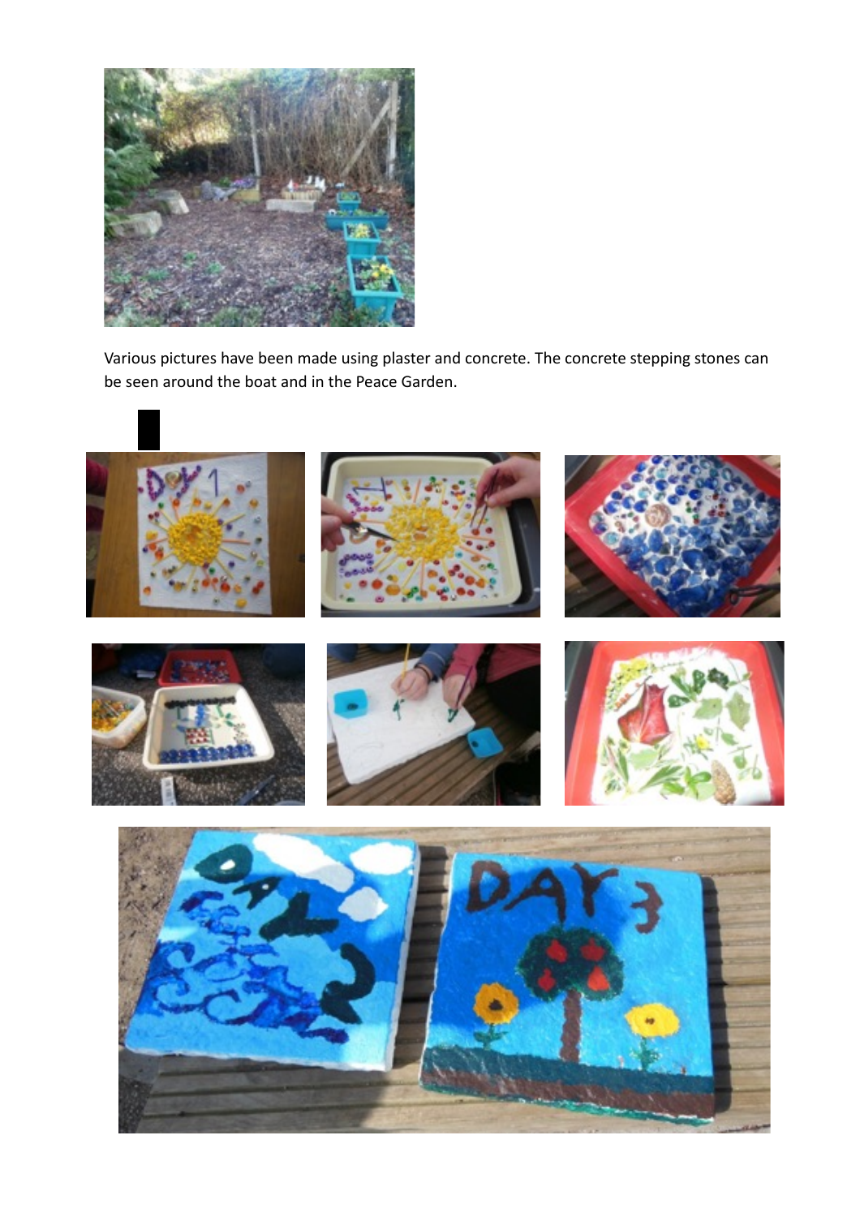Various pictures have been made using plaster and concrete. The concrete stepping stones can be seen around the boat and in the Peace Garden.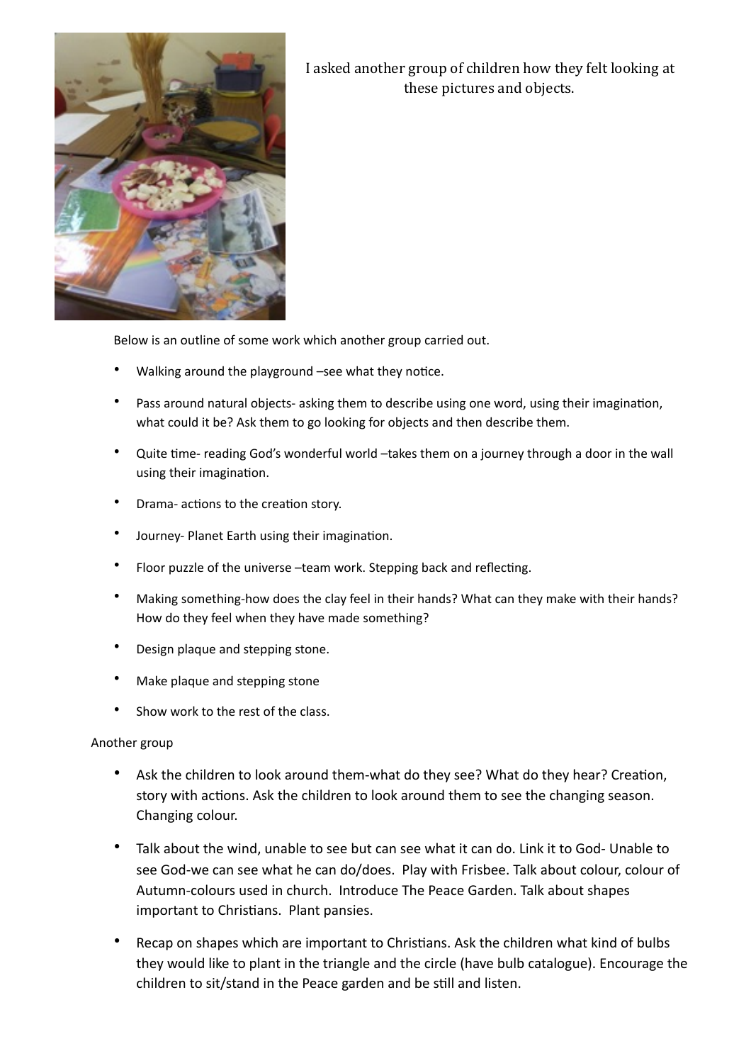I asked another group of children how they felt looking at these pictures and objects.

Below is an outline of some work which another group carried out.

- Walking around the playground –see what they notice.
- Pass around natural objects- asking them to describe using one word, using their imagination, what could it be? Ask them to go looking for objects and then describe them.
- Quite time- reading God's wonderful world –takes them on a journey through a door in the wall using their imagination.
- Drama- actions to the creation story.
- Journey- Planet Earth using their imagination.
- Floor puzzle of the universe –team work. Stepping back and reflecting.
- Making something-how does the clay feel in their hands? What can they make with their hands? How do they feel when they have made something?
- Design plaque and stepping stone.
- Make plaque and stepping stone
- Show work to the rest of the class.

Another group

- Ask the children to look around them-what do they see? What do they hear? Creation, story with actions. Ask the children to look around them to see the changing season. Changing colour.
- Talk about the wind, unable to see but can see what it can do. Link it to God- Unable to see God-we can see what he can do/does. Play with Frisbee. Talk about colour, colour of Autumn-colours used in church. Introduce The Peace Garden. Talk about shapes important to Christians. Plant pansies.
- Recap on shapes which are important to Christians. Ask the children what kind of bulbs they would like to plant in the triangle and the circle (have bulb catalogue). Encourage the children to sit/stand in the Peace garden and be still and listen.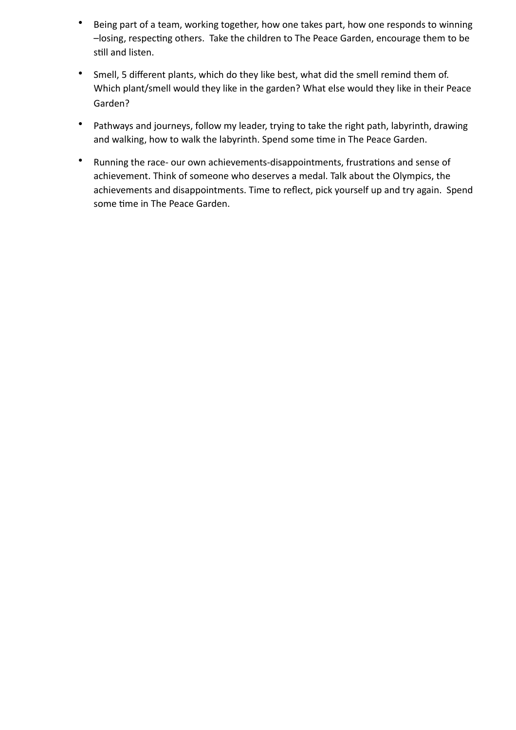- Being part of a team, working together, how one takes part, how one responds to winning –losing, respecting others.  Take the children to The Peace Garden, encourage them to be still and listen.
- Smell, 5 different plants, which do they like best, what did the smell remind them of. Which plant/smell would they like in the garden? What else would they like in their Peace Garden?
- Pathways and journeys, follow my leader, trying to take the right path, labyrinth, drawing and walking, how to walk the labyrinth. Spend some time in The Peace Garden.
- Running the race- our own achievements-disappointments, frustrations and sense of achievement. Think of someone who deserves a medal. Talk about the Olympics, the achievements and disappointments. Time to reflect, pick yourself up and try again.  Spend some time in The Peace Garden.